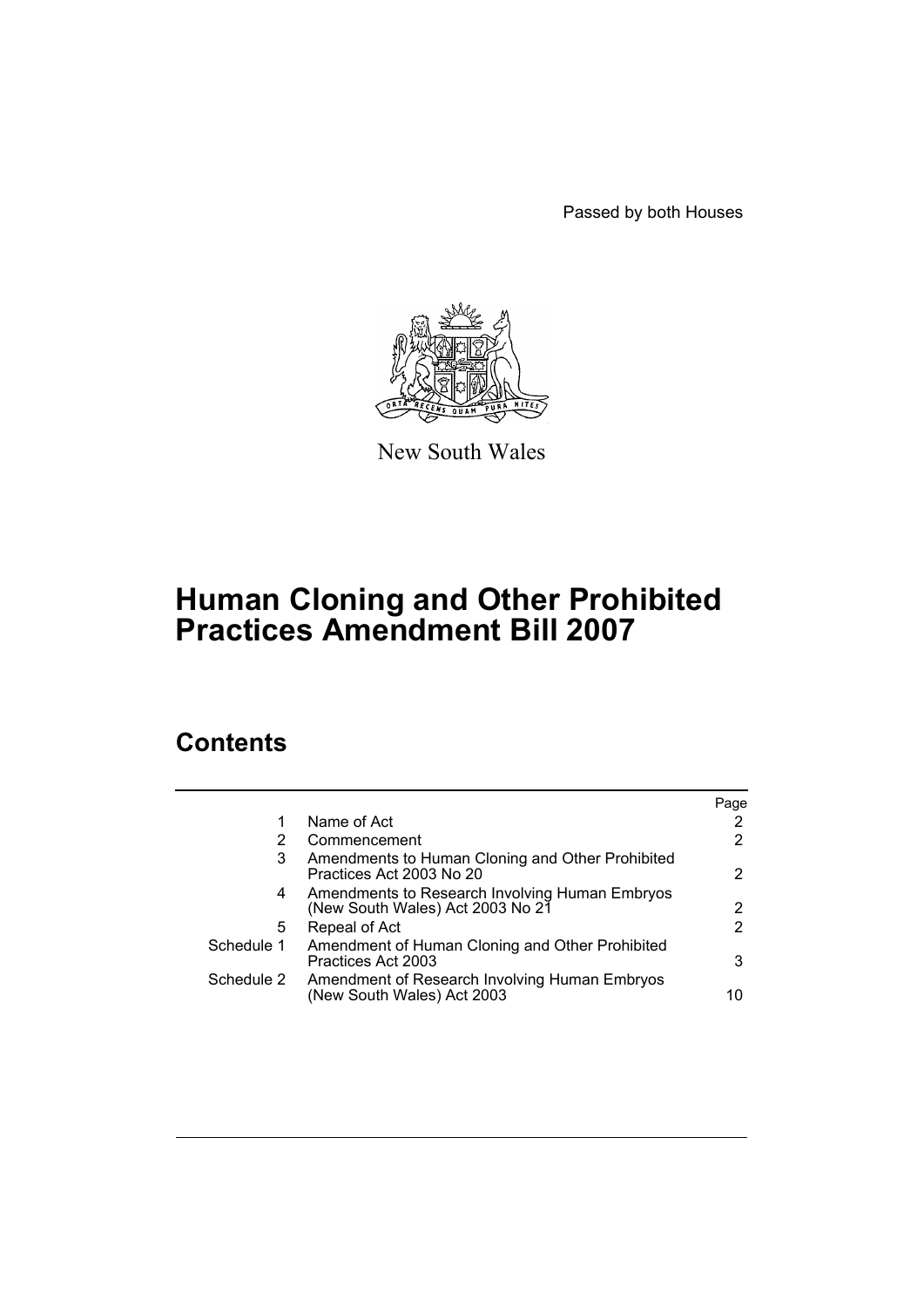Passed by both Houses

New South Wales

# Human Cloning and Other Prohibited Practices Amendment Bill 2007

## Contents

| | | Page |
|---|---|---|
| 1 | Name of Act | 2 |
| 2 | Commencement | 2 |
| 3 | Amendments to Human Cloning and Other Prohibited Practices Act 2003 No 20 | 2 |
| 4 | Amendments to Research Involving Human Embryos (New South Wales) Act 2003 No 21 | 2 |
| 5 | Repeal of Act | 2 |
| Schedule 1 | Amendment of Human Cloning and Other Prohibited Practices Act 2003 | 3 |
| Schedule 2 | Amendment of Research Involving Human Embryos (New South Wales) Act 2003 | 10 |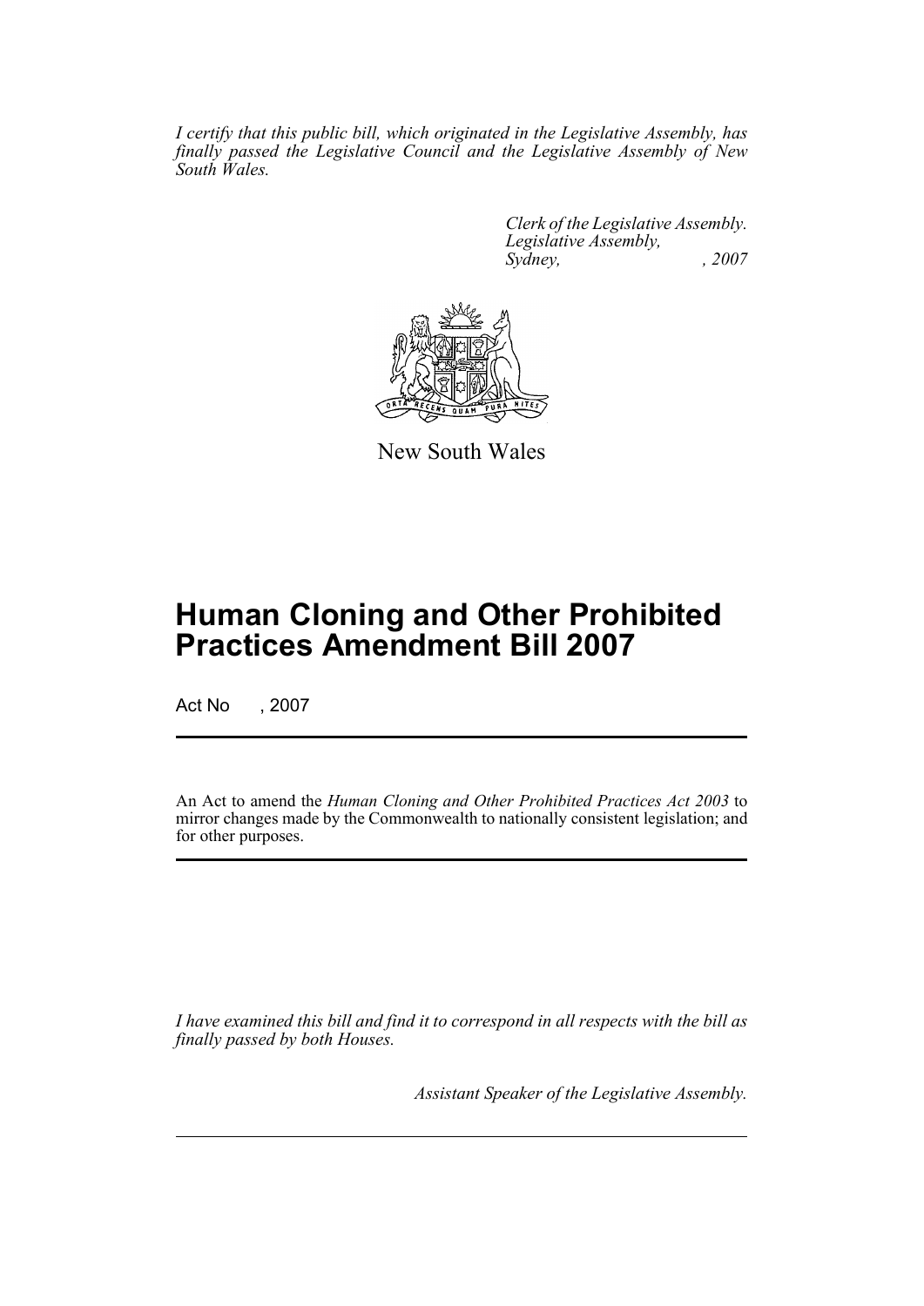*I certify that this public bill, which originated in the Legislative Assembly, has finally passed the Legislative Council and the Legislative Assembly of New South Wales.*

*Clerk of the Legislative Assembly.*
*Legislative Assembly,*
*Sydney, , 2007*

New South Wales

# Human Cloning and Other Prohibited Practices Amendment Bill 2007

Act No , 2007

An Act to amend the *Human Cloning and Other Prohibited Practices Act 2003* to mirror changes made by the Commonwealth to nationally consistent legislation; and for other purposes.

*I have examined this bill and find it to correspond in all respects with the bill as finally passed by both Houses.*

*Assistant Speaker of the Legislative Assembly.*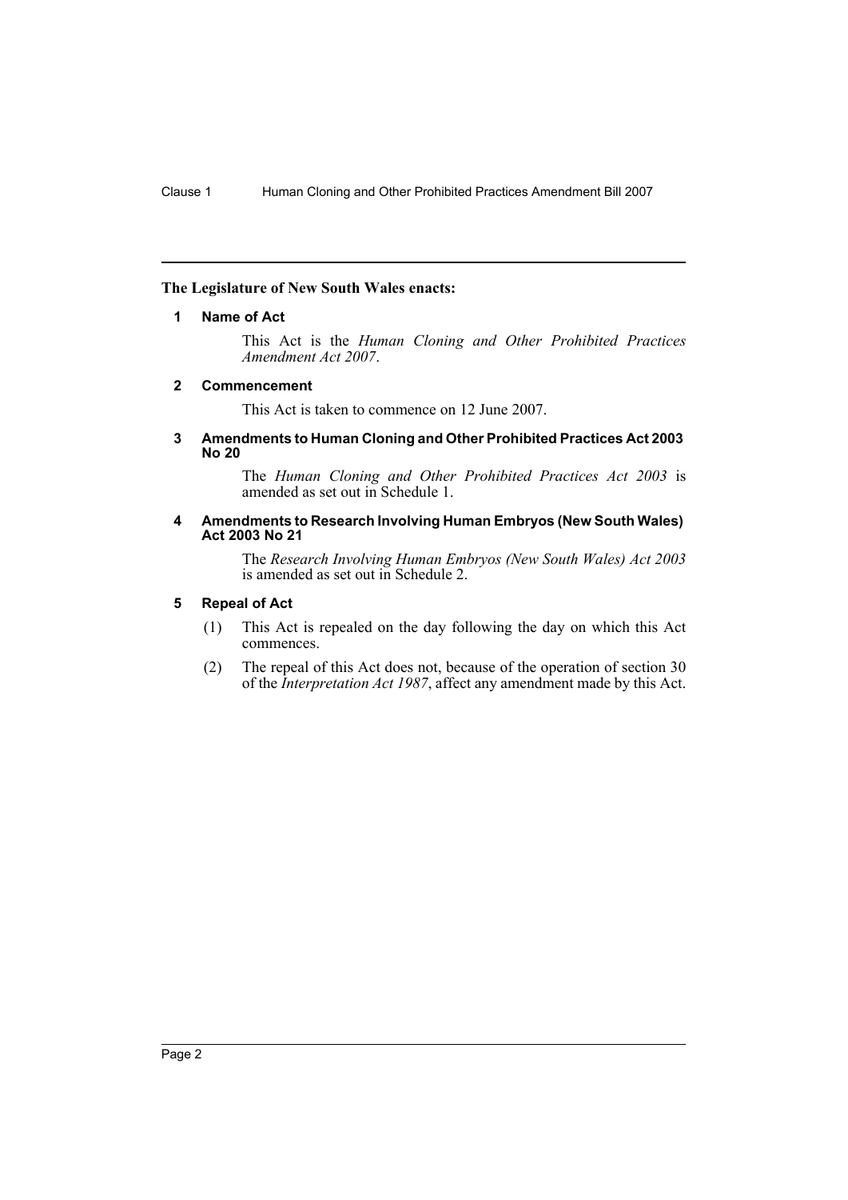**The Legislature of New South Wales enacts:**

### 1 Name of Act

This Act is the *Human Cloning and Other Prohibited Practices Amendment Act 2007*.

### 2 Commencement

This Act is taken to commence on 12 June 2007.

### 3 Amendments to Human Cloning and Other Prohibited Practices Act 2003 No 20

The *Human Cloning and Other Prohibited Practices Act 2003* is amended as set out in Schedule 1.

### 4 Amendments to Research Involving Human Embryos (New South Wales) Act 2003 No 21

The *Research Involving Human Embryos (New South Wales) Act 2003* is amended as set out in Schedule 2.

### 5 Repeal of Act

(1) This Act is repealed on the day following the day on which this Act commences.

(2) The repeal of this Act does not, because of the operation of section 30 of the *Interpretation Act 1987*, affect any amendment made by this Act.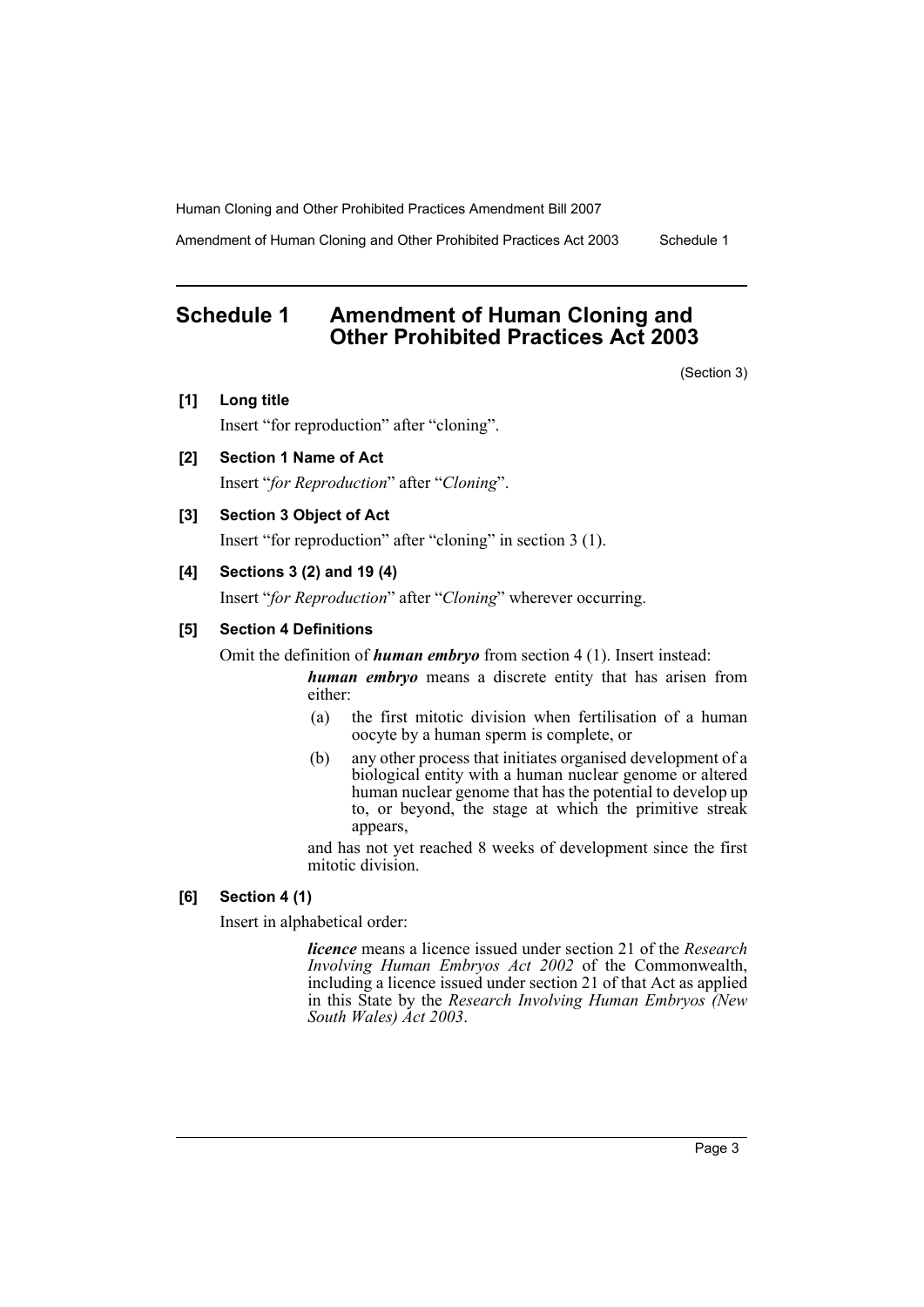## Schedule 1 Amendment of Human Cloning and Other Prohibited Practices Act 2003

(Section 3)

**[1] Long title**

Insert "for reproduction" after "cloning".

**[2] Section 1 Name of Act**

Insert "*for Reproduction*" after "*Cloning*".

**[3] Section 3 Object of Act**

Insert "for reproduction" after "cloning" in section 3 (1).

**[4] Sections 3 (2) and 19 (4)**

Insert "*for Reproduction*" after "*Cloning*" wherever occurring.

**[5] Section 4 Definitions**

Omit the definition of ***human embryo*** from section 4 (1). Insert instead:

> ***human embryo*** means a discrete entity that has arisen from either:
>
> (a) the first mitotic division when fertilisation of a human oocyte by a human sperm is complete, or
>
> (b) any other process that initiates organised development of a biological entity with a human nuclear genome or altered human nuclear genome that has the potential to develop up to, or beyond, the stage at which the primitive streak appears,
>
> and has not yet reached 8 weeks of development since the first mitotic division.

**[6] Section 4 (1)**

Insert in alphabetical order:

> ***licence*** means a licence issued under section 21 of the *Research Involving Human Embryos Act 2002* of the Commonwealth, including a licence issued under section 21 of that Act as applied in this State by the *Research Involving Human Embryos (New South Wales) Act 2003*.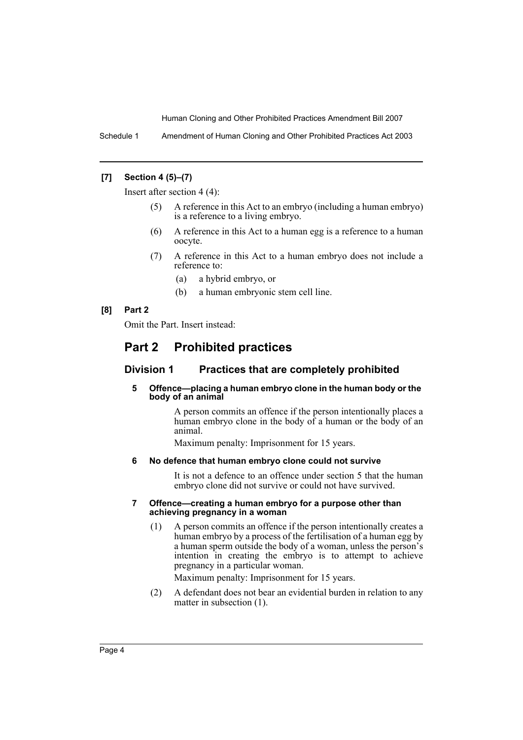**[7] Section 4 (5)–(7)**

Insert after section 4 (4):

(5) A reference in this Act to an embryo (including a human embryo) is a reference to a living embryo.

(6) A reference in this Act to a human egg is a reference to a human oocyte.

(7) A reference in this Act to a human embryo does not include a reference to:

(a) a hybrid embryo, or

(b) a human embryonic stem cell line.

**[8] Part 2**

Omit the Part. Insert instead:

## Part 2 Prohibited practices

### Division 1 Practices that are completely prohibited

#### 5 Offence—placing a human embryo clone in the human body or the body of an animal

A person commits an offence if the person intentionally places a human embryo clone in the body of a human or the body of an animal.

Maximum penalty: Imprisonment for 15 years.

#### 6 No defence that human embryo clone could not survive

It is not a defence to an offence under section 5 that the human embryo clone did not survive or could not have survived.

#### 7 Offence—creating a human embryo for a purpose other than achieving pregnancy in a woman

(1) A person commits an offence if the person intentionally creates a human embryo by a process of the fertilisation of a human egg by a human sperm outside the body of a woman, unless the person's intention in creating the embryo is to attempt to achieve pregnancy in a particular woman.

Maximum penalty: Imprisonment for 15 years.

(2) A defendant does not bear an evidential burden in relation to any matter in subsection (1).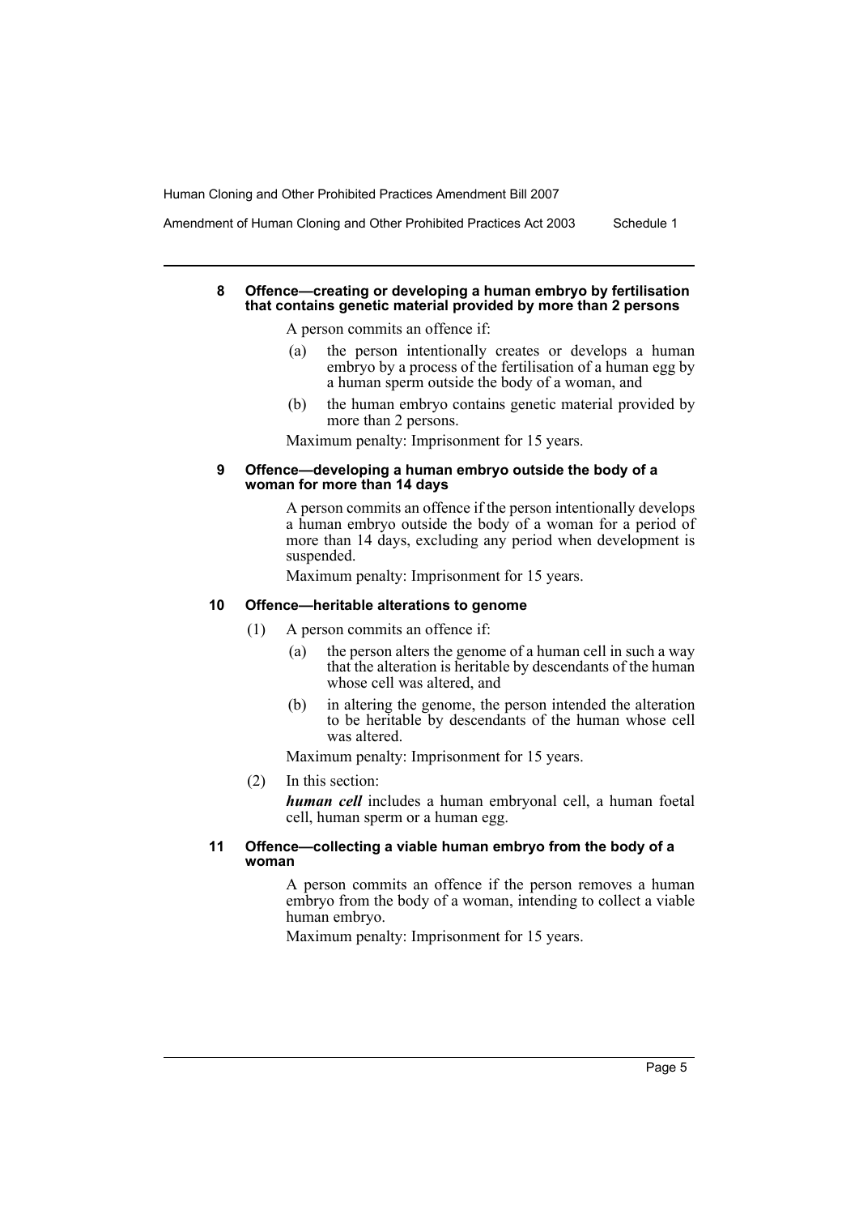### 8 Offence—creating or developing a human embryo by fertilisation that contains genetic material provided by more than 2 persons

A person commits an offence if:

(a) the person intentionally creates or develops a human embryo by a process of the fertilisation of a human egg by a human sperm outside the body of a woman, and

(b) the human embryo contains genetic material provided by more than 2 persons.

Maximum penalty: Imprisonment for 15 years.

### 9 Offence—developing a human embryo outside the body of a woman for more than 14 days

A person commits an offence if the person intentionally develops a human embryo outside the body of a woman for a period of more than 14 days, excluding any period when development is suspended.

Maximum penalty: Imprisonment for 15 years.

### 10 Offence—heritable alterations to genome

(1) A person commits an offence if:

(a) the person alters the genome of a human cell in such a way that the alteration is heritable by descendants of the human whose cell was altered, and

(b) in altering the genome, the person intended the alteration to be heritable by descendants of the human whose cell was altered.

Maximum penalty: Imprisonment for 15 years.

(2) In this section:

***human cell*** includes a human embryonal cell, a human foetal cell, human sperm or a human egg.

### 11 Offence—collecting a viable human embryo from the body of a woman

A person commits an offence if the person removes a human embryo from the body of a woman, intending to collect a viable human embryo.

Maximum penalty: Imprisonment for 15 years.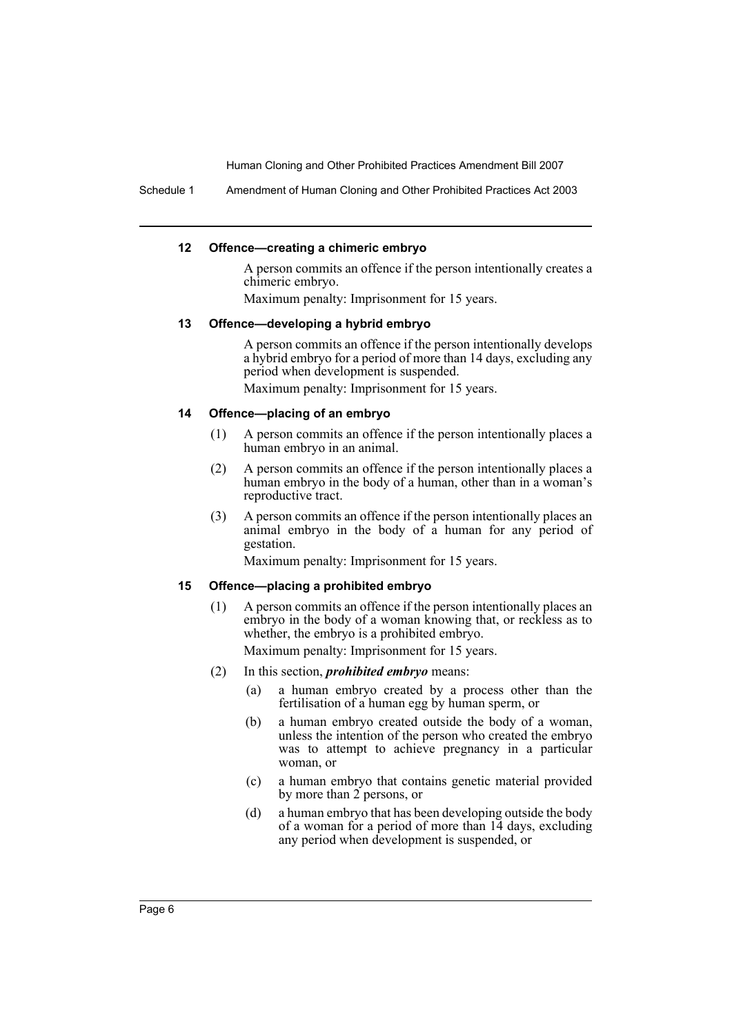#### 12 Offence—creating a chimeric embryo

A person commits an offence if the person intentionally creates a chimeric embryo.

Maximum penalty: Imprisonment for 15 years.

#### 13 Offence—developing a hybrid embryo

A person commits an offence if the person intentionally develops a hybrid embryo for a period of more than 14 days, excluding any period when development is suspended.

Maximum penalty: Imprisonment for 15 years.

#### 14 Offence—placing of an embryo

(1) A person commits an offence if the person intentionally places a human embryo in an animal.

(2) A person commits an offence if the person intentionally places a human embryo in the body of a human, other than in a woman's reproductive tract.

(3) A person commits an offence if the person intentionally places an animal embryo in the body of a human for any period of gestation.

Maximum penalty: Imprisonment for 15 years.

#### 15 Offence—placing a prohibited embryo

(1) A person commits an offence if the person intentionally places an embryo in the body of a woman knowing that, or reckless as to whether, the embryo is a prohibited embryo.

Maximum penalty: Imprisonment for 15 years.

(2) In this section, ***prohibited embryo*** means:

- (a) a human embryo created by a process other than the fertilisation of a human egg by human sperm, or
- (b) a human embryo created outside the body of a woman, unless the intention of the person who created the embryo was to attempt to achieve pregnancy in a particular woman, or
- (c) a human embryo that contains genetic material provided by more than 2 persons, or
- (d) a human embryo that has been developing outside the body of a woman for a period of more than 14 days, excluding any period when development is suspended, or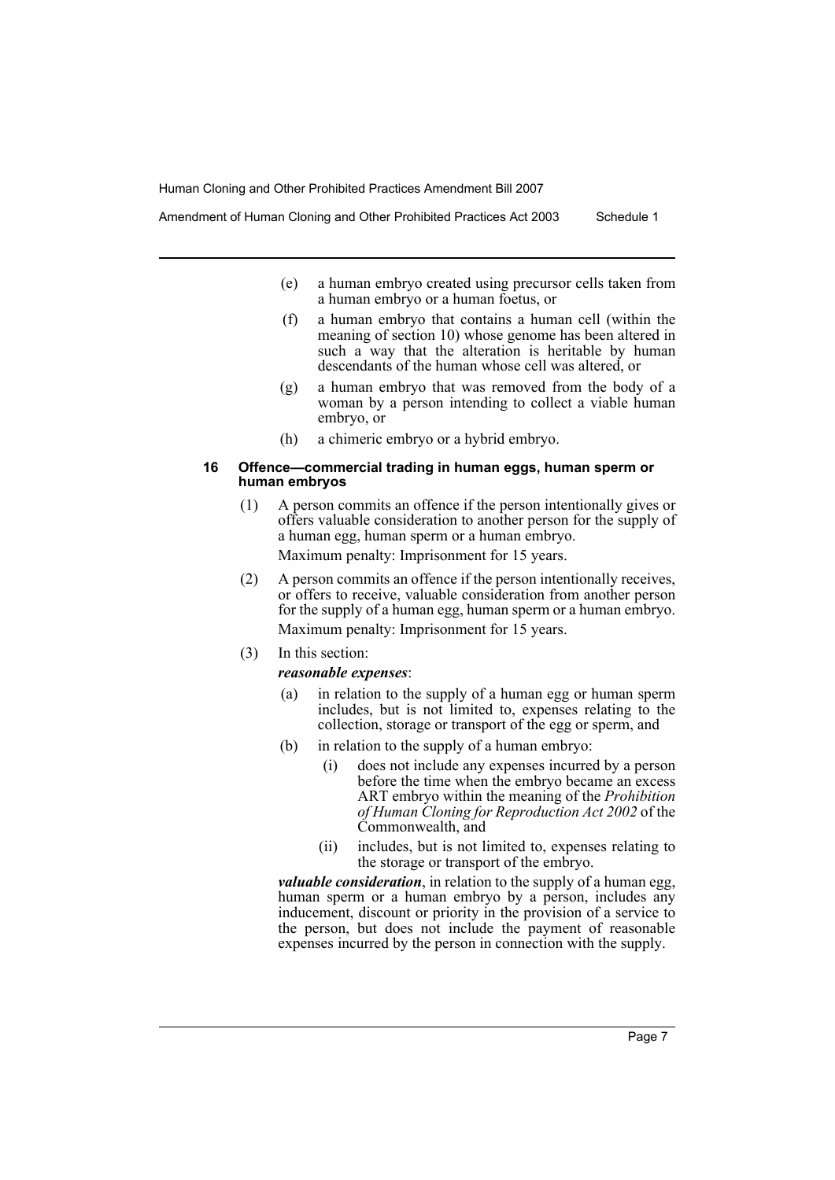(e) a human embryo created using precursor cells taken from a human embryo or a human foetus, or

(f) a human embryo that contains a human cell (within the meaning of section 10) whose genome has been altered in such a way that the alteration is heritable by human descendants of the human whose cell was altered, or

(g) a human embryo that was removed from the body of a woman by a person intending to collect a viable human embryo, or

(h) a chimeric embryo or a hybrid embryo.

#### 16 Offence—commercial trading in human eggs, human sperm or human embryos

(1) A person commits an offence if the person intentionally gives or offers valuable consideration to another person for the supply of a human egg, human sperm or a human embryo.

Maximum penalty: Imprisonment for 15 years.

(2) A person commits an offence if the person intentionally receives, or offers to receive, valuable consideration from another person for the supply of a human egg, human sperm or a human embryo.

Maximum penalty: Imprisonment for 15 years.

(3) In this section:

***reasonable expenses***:

(a) in relation to the supply of a human egg or human sperm includes, but is not limited to, expenses relating to the collection, storage or transport of the egg or sperm, and

(b) in relation to the supply of a human embryo:

(i) does not include any expenses incurred by a person before the time when the embryo became an excess ART embryo within the meaning of the *Prohibition of Human Cloning for Reproduction Act 2002* of the Commonwealth, and

(ii) includes, but is not limited to, expenses relating to the storage or transport of the embryo.

***valuable consideration***, in relation to the supply of a human egg, human sperm or a human embryo by a person, includes any inducement, discount or priority in the provision of a service to the person, but does not include the payment of reasonable expenses incurred by the person in connection with the supply.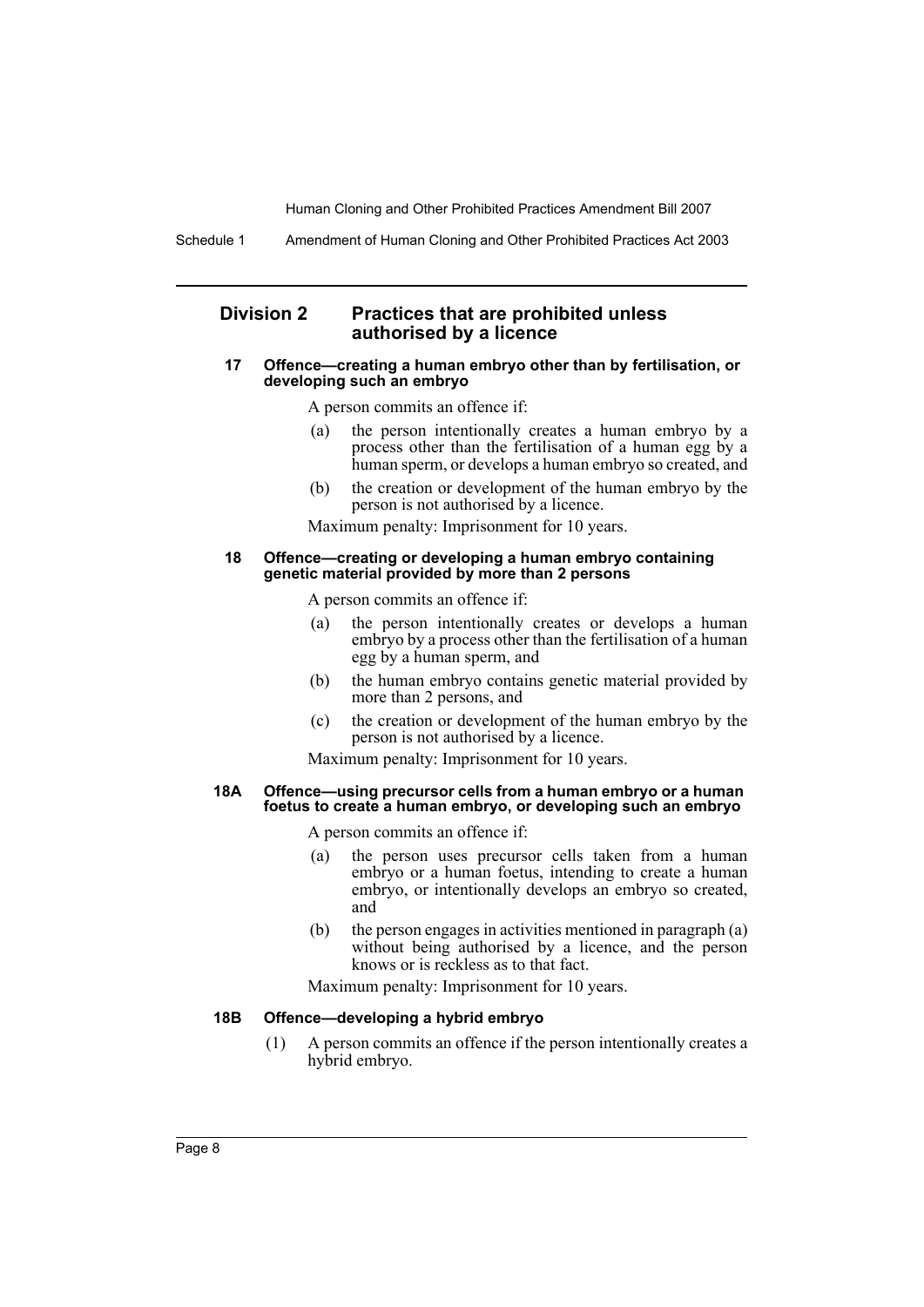## Division 2 Practices that are prohibited unless authorised by a licence

### 17 Offence—creating a human embryo other than by fertilisation, or developing such an embryo

A person commits an offence if:

(a) the person intentionally creates a human embryo by a process other than the fertilisation of a human egg by a human sperm, or develops a human embryo so created, and

(b) the creation or development of the human embryo by the person is not authorised by a licence.

Maximum penalty: Imprisonment for 10 years.

### 18 Offence—creating or developing a human embryo containing genetic material provided by more than 2 persons

A person commits an offence if:

(a) the person intentionally creates or develops a human embryo by a process other than the fertilisation of a human egg by a human sperm, and

(b) the human embryo contains genetic material provided by more than 2 persons, and

(c) the creation or development of the human embryo by the person is not authorised by a licence.

Maximum penalty: Imprisonment for 10 years.

### 18A Offence—using precursor cells from a human embryo or a human foetus to create a human embryo, or developing such an embryo

A person commits an offence if:

(a) the person uses precursor cells taken from a human embryo or a human foetus, intending to create a human embryo, or intentionally develops an embryo so created, and

(b) the person engages in activities mentioned in paragraph (a) without being authorised by a licence, and the person knows or is reckless as to that fact.

Maximum penalty: Imprisonment for 10 years.

### 18B Offence—developing a hybrid embryo

(1) A person commits an offence if the person intentionally creates a hybrid embryo.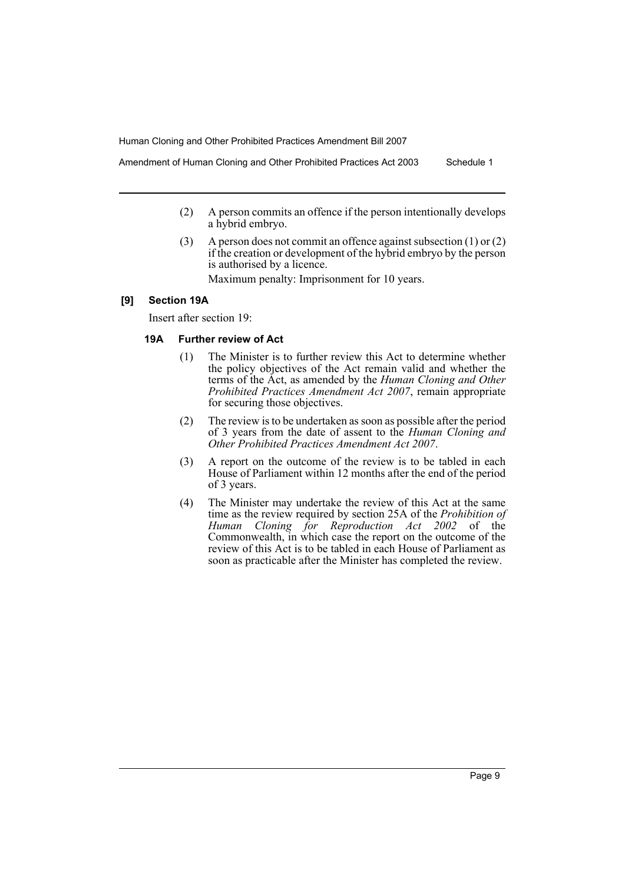(2) A person commits an offence if the person intentionally develops a hybrid embryo.

(3) A person does not commit an offence against subsection (1) or (2) if the creation or development of the hybrid embryo by the person is authorised by a licence.

Maximum penalty: Imprisonment for 10 years.

**[9] Section 19A**

Insert after section 19:

**19A Further review of Act**

(1) The Minister is to further review this Act to determine whether the policy objectives of the Act remain valid and whether the terms of the Act, as amended by the *Human Cloning and Other Prohibited Practices Amendment Act 2007*, remain appropriate for securing those objectives.

(2) The review is to be undertaken as soon as possible after the period of 3 years from the date of assent to the *Human Cloning and Other Prohibited Practices Amendment Act 2007*.

(3) A report on the outcome of the review is to be tabled in each House of Parliament within 12 months after the end of the period of 3 years.

(4) The Minister may undertake the review of this Act at the same time as the review required by section 25A of the *Prohibition of Human Cloning for Reproduction Act 2002* of the Commonwealth, in which case the report on the outcome of the review of this Act is to be tabled in each House of Parliament as soon as practicable after the Minister has completed the review.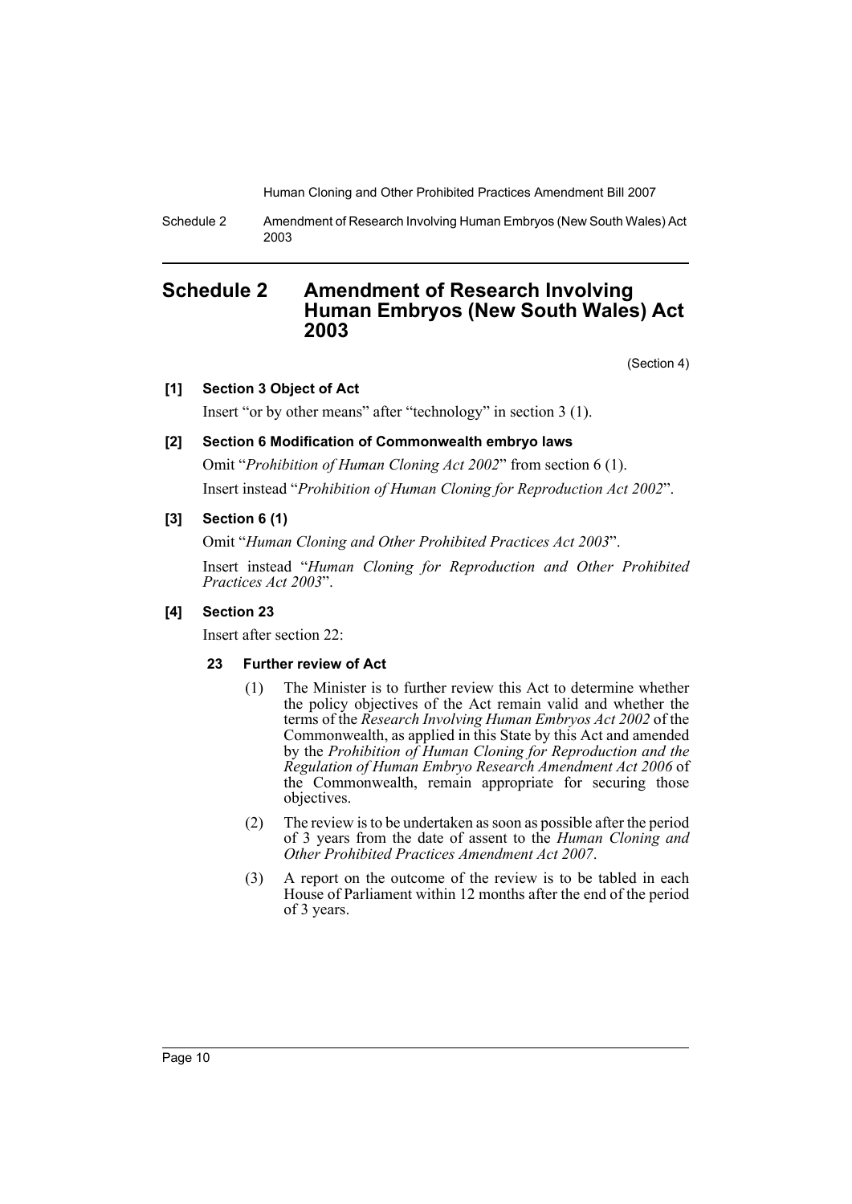# Schedule 2 Amendment of Research Involving Human Embryos (New South Wales) Act 2003

(Section 4)

**[1] Section 3 Object of Act**

Insert "or by other means" after "technology" in section 3 (1).

**[2] Section 6 Modification of Commonwealth embryo laws**

Omit "*Prohibition of Human Cloning Act 2002*" from section 6 (1).

Insert instead "*Prohibition of Human Cloning for Reproduction Act 2002*".

**[3] Section 6 (1)**

Omit "*Human Cloning and Other Prohibited Practices Act 2003*".

Insert instead "*Human Cloning for Reproduction and Other Prohibited Practices Act 2003*".

**[4] Section 23**

Insert after section 22:

**23 Further review of Act**

(1) The Minister is to further review this Act to determine whether the policy objectives of the Act remain valid and whether the terms of the *Research Involving Human Embryos Act 2002* of the Commonwealth, as applied in this State by this Act and amended by the *Prohibition of Human Cloning for Reproduction and the Regulation of Human Embryo Research Amendment Act 2006* of the Commonwealth, remain appropriate for securing those objectives.

(2) The review is to be undertaken as soon as possible after the period of 3 years from the date of assent to the *Human Cloning and Other Prohibited Practices Amendment Act 2007*.

(3) A report on the outcome of the review is to be tabled in each House of Parliament within 12 months after the end of the period of 3 years.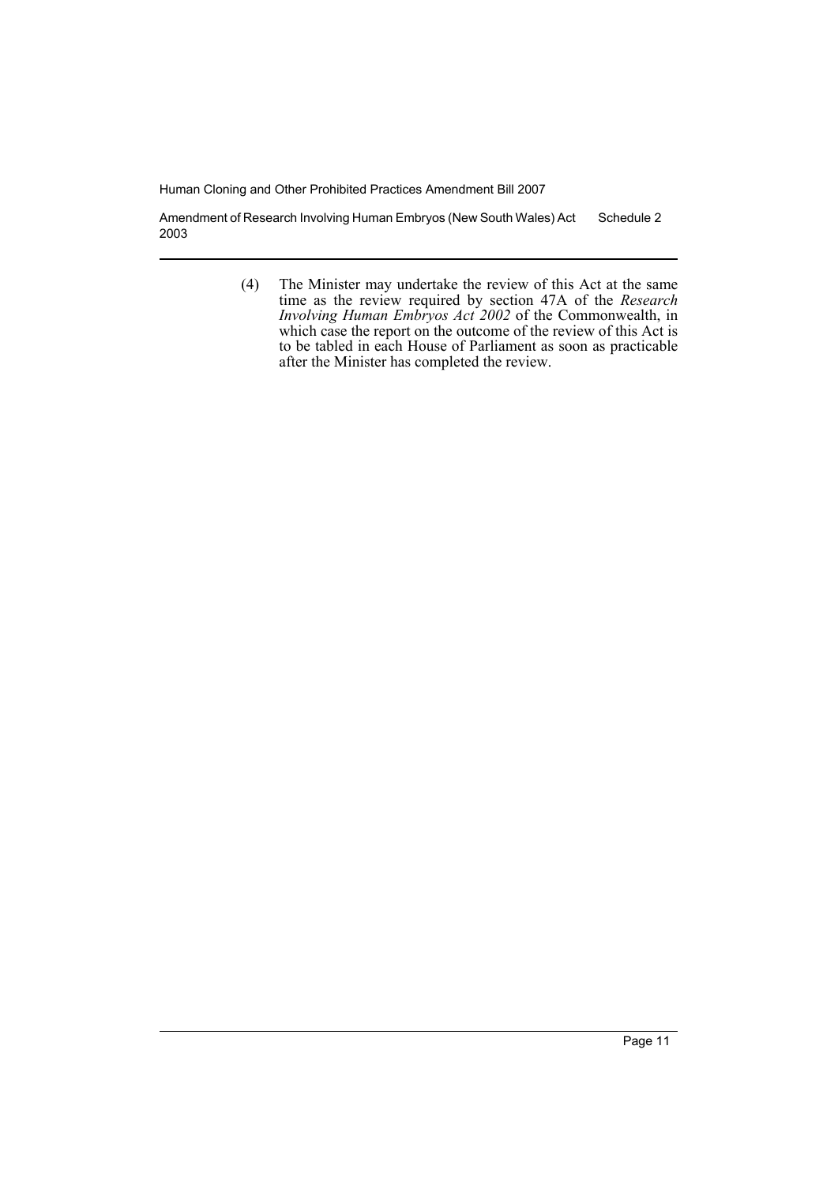(4) The Minister may undertake the review of this Act at the same time as the review required by section 47A of the *Research Involving Human Embryos Act 2002* of the Commonwealth, in which case the report on the outcome of the review of this Act is to be tabled in each House of Parliament as soon as practicable after the Minister has completed the review.